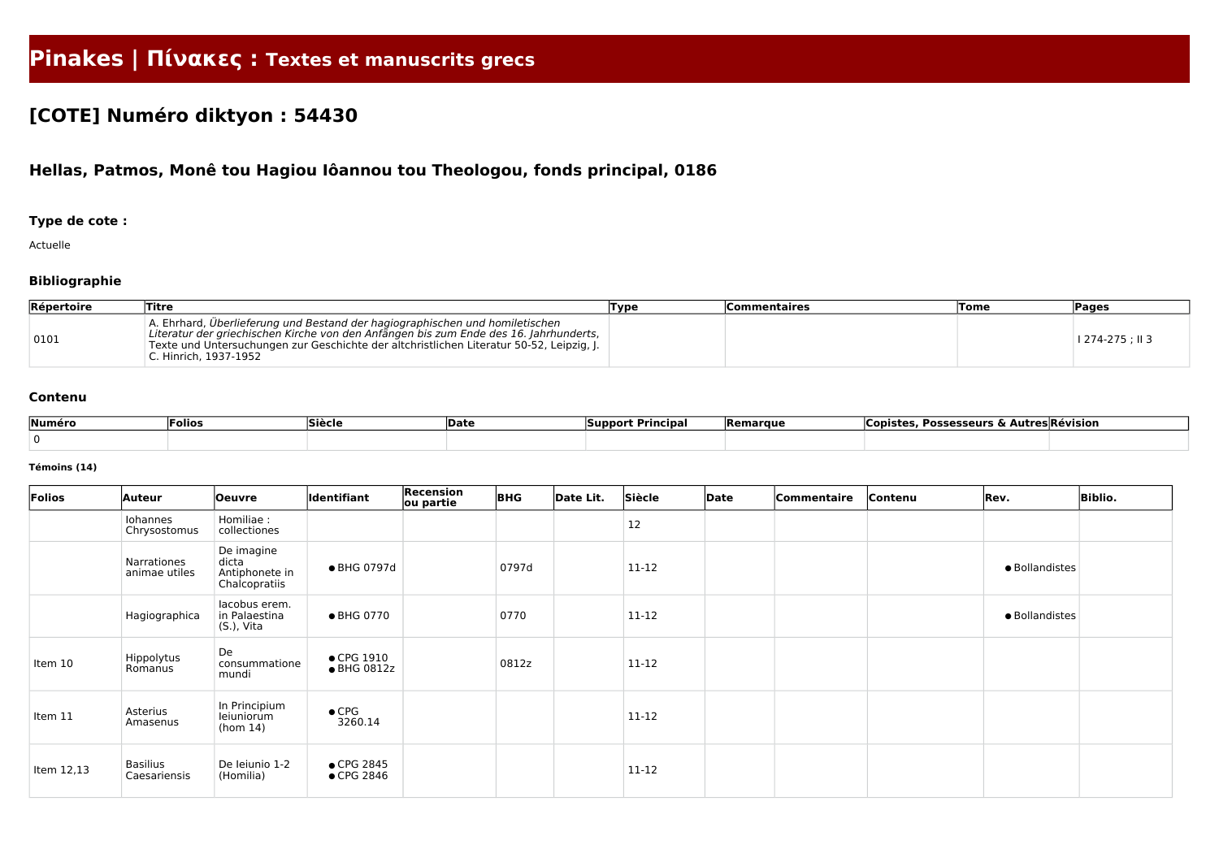# Pinakes | Πίνακες : Textes et manuscrits grecs

## [COTE] Numéro diktyon : 54430

### Hellas, Patmos, Monê tou Hagiou Iôannou tou Theologou, fonds principal, 0186

#### Type de cote :

Actuelle

#### Bibliographie

| Répertoire | Titre | Type | Commentaires | Tome | Pages |
|---|---|---|---|---|---|
| 0101 | A. Ehrhard, *Überlieferung und Bestand der hagiographischen und homiletischen Literatur der griechischen Kirche von den Anfängen bis zum Ende des 16. Jahrhunderts*, Texte und Untersuchungen zur Geschichte der altchristlichen Literatur 50-52, Leipzig, J. C. Hinrich, 1937-1952 | | | | I 274-275 ; II 3 |

#### Contenu

| Numéro | Folios | Siècle | Date | Support Principal | Remarque | Copistes, Possesseurs & Autres | Révision |
|---|---|---|---|---|---|---|---|
| 0 | | | | | | | |

##### Témoins (14)

| Folios | Auteur | Oeuvre | Identifiant | Recension ou partie | BHG | Date Lit. | Siècle | Date | Commentaire | Contenu | Rev. | Biblio. |
|---|---|---|---|---|---|---|---|---|---|---|---|---|
| | Iohannes Chrysostomus | Homiliae : collectiones | | | | | 12 | | | | | |
| | Narrationes animae utiles | De imagine dicta Antiphonete in Chalcopratiis | ● BHG 0797d | | 0797d | | 11-12 | | | | ● Bollandistes | |
| | Hagiographica | Iacobus erem. in Palaestina (S.), Vita | ● BHG 0770 | | 0770 | | 11-12 | | | | ● Bollandistes | |
| Item 10 | Hippolytus Romanus | De consummatione mundi | ● CPG 1910<br>● BHG 0812z | | 0812z | | 11-12 | | | | | |
| Item 11 | Asterius Amasenus | In Principium Ieiuniorum (hom 14) | ● CPG 3260.14 | | | | 11-12 | | | | | |
| Item 12,13 | Basilius Caesariensis | De Ieiunio 1-2 (Homilia) | ● CPG 2845<br>● CPG 2846 | | | | 11-12 | | | | | |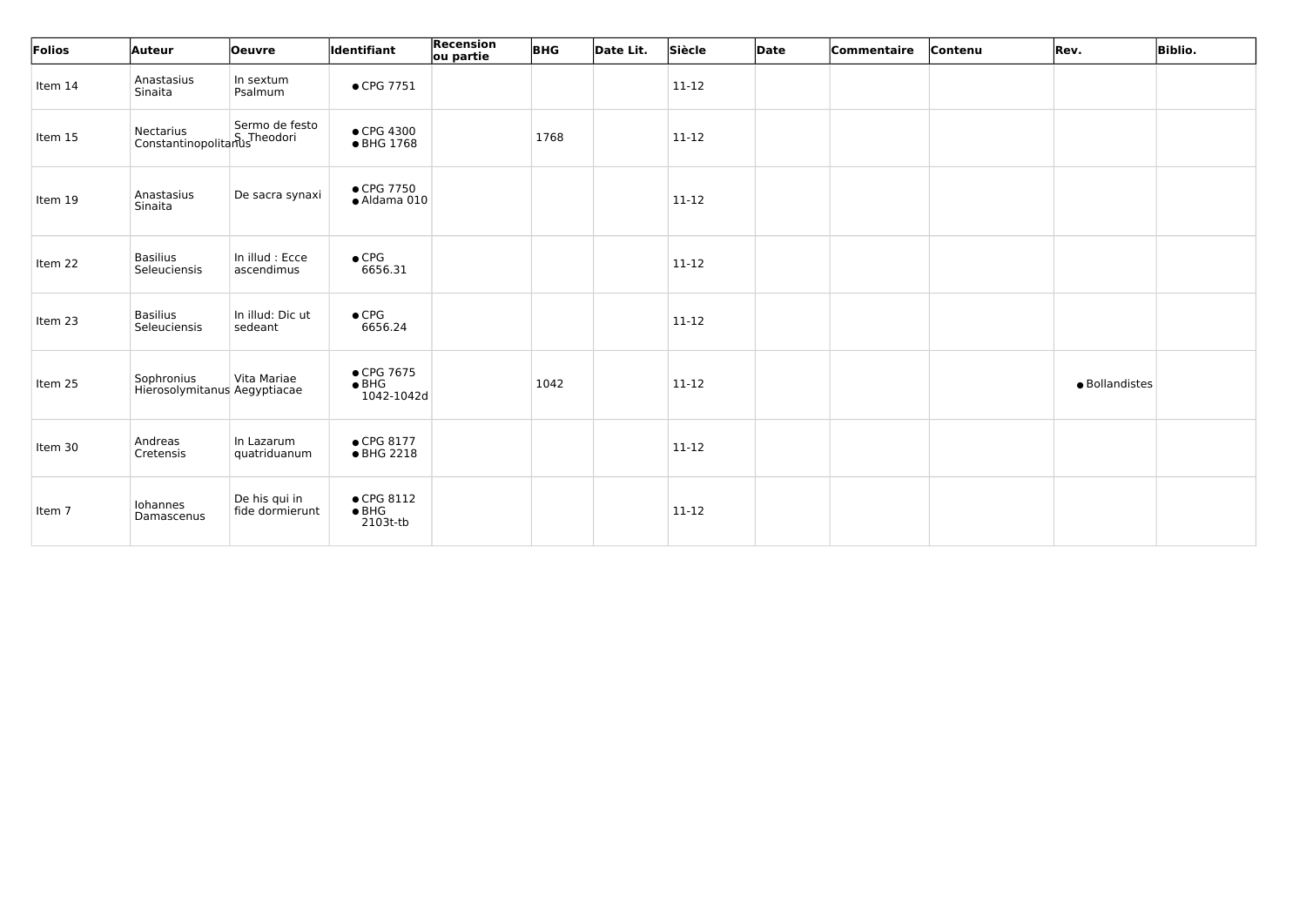| Folios | Auteur | Oeuvre | Identifiant | Recension ou partie | BHG | Date Lit. | Siècle | Date | Commentaire | Contenu | Rev. | Biblio. |
|---|---|---|---|---|---|---|---|---|---|---|---|---|
| Item 14 | Anastasius Sinaita | In sextum Psalmum | • CPG 7751 | | | | 11-12 | | | | | |
| Item 15 | Nectarius Constantinopolitanus | Sermo de festo S. Theodori | • CPG 4300<br>• BHG 1768 | | 1768 | | 11-12 | | | | | |
| Item 19 | Anastasius Sinaita | De sacra synaxi | • CPG 7750<br>• Aldama 010 | | | | 11-12 | | | | | |
| Item 22 | Basilius Seleuciensis | In illud : Ecce ascendimus | • CPG 6656.31 | | | | 11-12 | | | | | |
| Item 23 | Basilius Seleuciensis | In illud: Dic ut sedeant | • CPG 6656.24 | | | | 11-12 | | | | | |
| Item 25 | Sophronius Hierosolymitanus | Vita Mariae Aegyptiacae | • CPG 7675<br>• BHG 1042-1042d | | 1042 | | 11-12 | | | | • Bollandistes | |
| Item 30 | Andreas Cretensis | In Lazarum quatriduanum | • CPG 8177<br>• BHG 2218 | | | | 11-12 | | | | | |
| Item 7 | Iohannes Damascenus | De his qui in fide dormierunt | • CPG 8112<br>• BHG 2103t-tb | | | | 11-12 | | | | | |